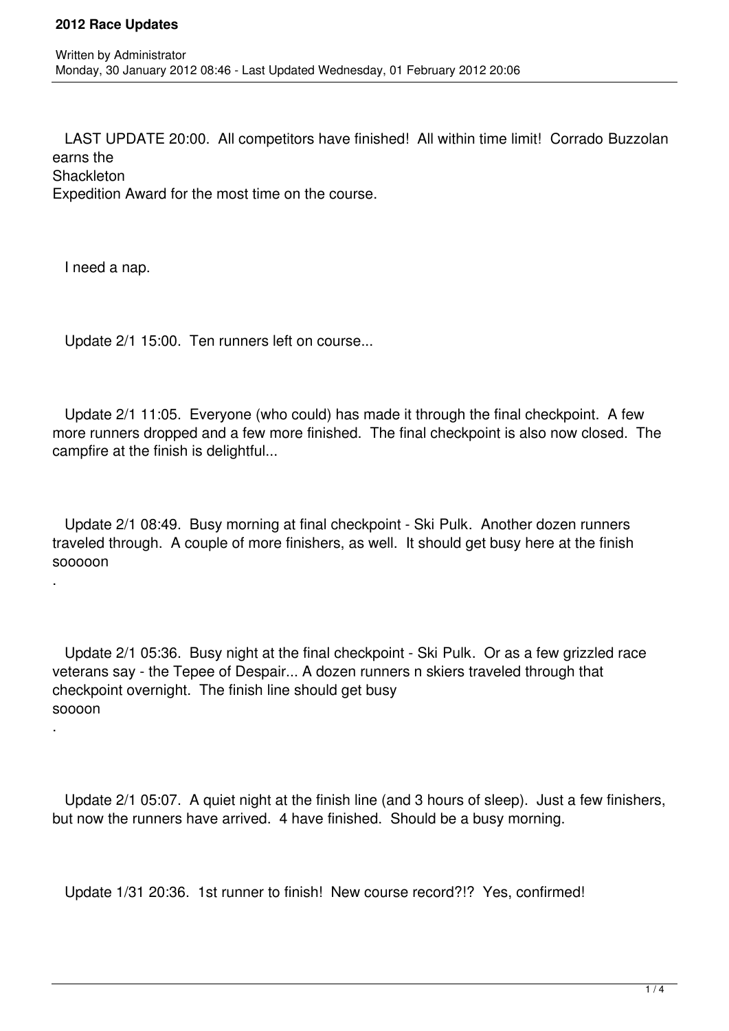# 2012 Race Updates

Written by Administrator
Monday, 30 January 2012 08:46 - Last Updated Wednesday, 01 February 2012 20:06

LAST UPDATE 20:00. All competitors have finished! All within time limit! Corrado Buzzolan earns the Shackleton Expedition Award for the most time on the course.

I need a nap.

Update 2/1 15:00. Ten runners left on course...

Update 2/1 11:05. Everyone (who could) has made it through the final checkpoint. A few more runners dropped and a few more finished. The final checkpoint is also now closed. The campfire at the finish is delightful...

Update 2/1 08:49. Busy morning at final checkpoint - Ski Pulk. Another dozen runners traveled through. A couple of more finishers, as well. It should get busy here at the finish sooooon.

Update 2/1 05:36. Busy night at the final checkpoint - Ski Pulk. Or as a few grizzled race veterans say - the Tepee of Despair... A dozen runners n skiers traveled through that checkpoint overnight. The finish line should get busy soooon.

Update 2/1 05:07. A quiet night at the finish line (and 3 hours of sleep). Just a few finishers, but now the runners have arrived. 4 have finished. Should be a busy morning.

Update 1/31 20:36. 1st runner to finish! New course record?!? Yes, confirmed!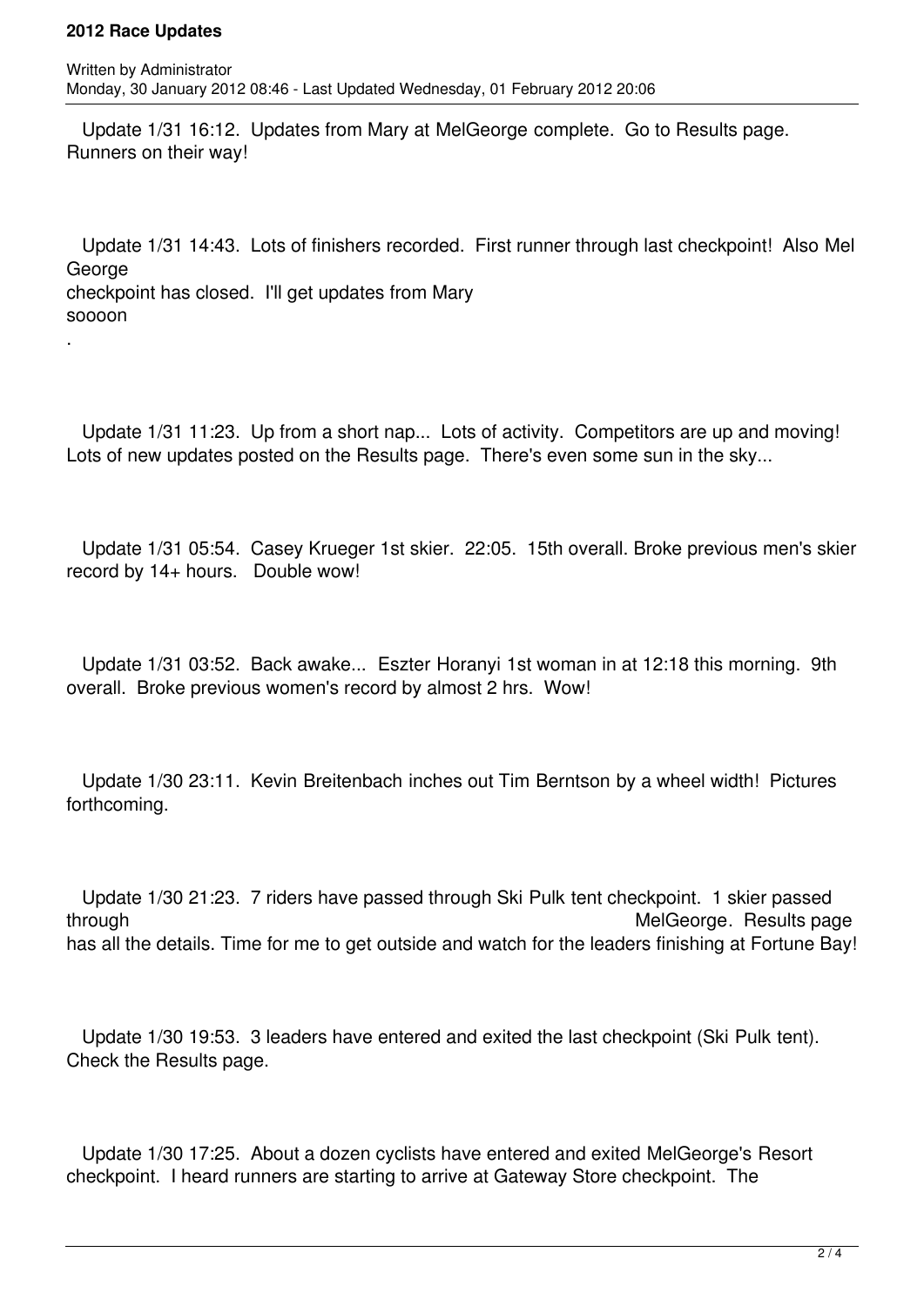Update 1/31 16:12. Updates from Mary at MelGeorge complete. Go to Results page. Runners on their way!

Update 1/31 14:43. Lots of finishers recorded. First runner through last checkpoint! Also Mel George checkpoint has closed. I'll get updates from Mary soooon.

Update 1/31 11:23. Up from a short nap... Lots of activity. Competitors are up and moving! Lots of new updates posted on the Results page. There's even some sun in the sky...

Update 1/31 05:54. Casey Krueger 1st skier. 22:05. 15th overall. Broke previous men's skier record by 14+ hours. Double wow!

Update 1/31 03:52. Back awake... Eszter Horanyi 1st woman in at 12:18 this morning. 9th overall. Broke previous women's record by almost 2 hrs. Wow!

Update 1/30 23:11. Kevin Breitenbach inches out Tim Berntson by a wheel width! Pictures forthcoming.

Update 1/30 21:23. 7 riders have passed through Ski Pulk tent checkpoint. 1 skier passed through MelGeorge. Results page has all the details. Time for me to get outside and watch for the leaders finishing at Fortune Bay!

Update 1/30 19:53. 3 leaders have entered and exited the last checkpoint (Ski Pulk tent). Check the Results page.

Update 1/30 17:25. About a dozen cyclists have entered and exited MelGeorge's Resort checkpoint. I heard runners are starting to arrive at Gateway Store checkpoint. The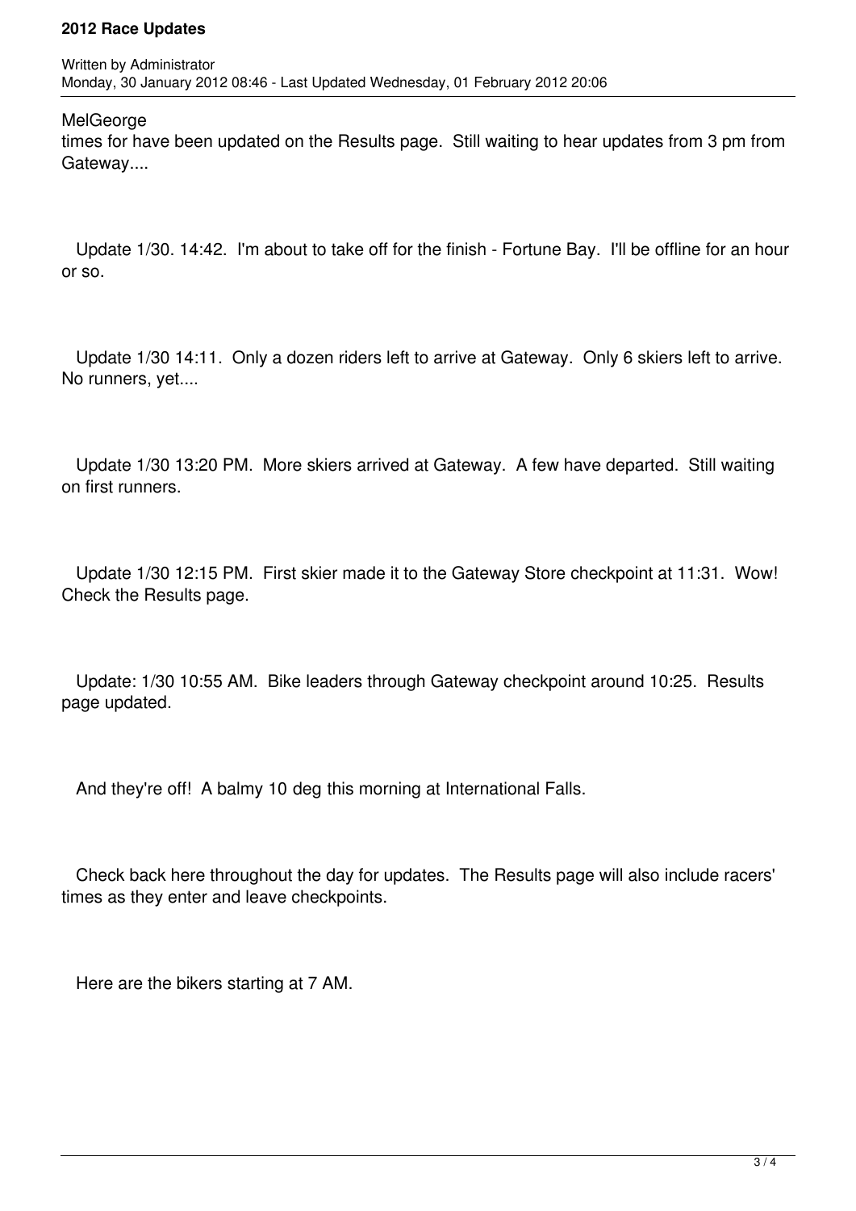MelGeorge
times for have been updated on the Results page.  Still waiting to hear updates from 3 pm from Gateway....

Update 1/30. 14:42.  I'm about to take off for the finish - Fortune Bay.  I'll be offline for an hour or so.

Update 1/30 14:11.  Only a dozen riders left to arrive at Gateway.  Only 6 skiers left to arrive.  No runners, yet....

Update 1/30 13:20 PM.  More skiers arrived at Gateway.  A few have departed.  Still waiting on first runners.

Update 1/30 12:15 PM.  First skier made it to the Gateway Store checkpoint at 11:31.  Wow!  Check the Results page.

Update: 1/30 10:55 AM.  Bike leaders through Gateway checkpoint around 10:25.  Results page updated.

And they're off!  A balmy 10 deg this morning at International Falls.

Check back here throughout the day for updates.  The Results page will also include racers' times as they enter and leave checkpoints.

Here are the bikers starting at 7 AM.